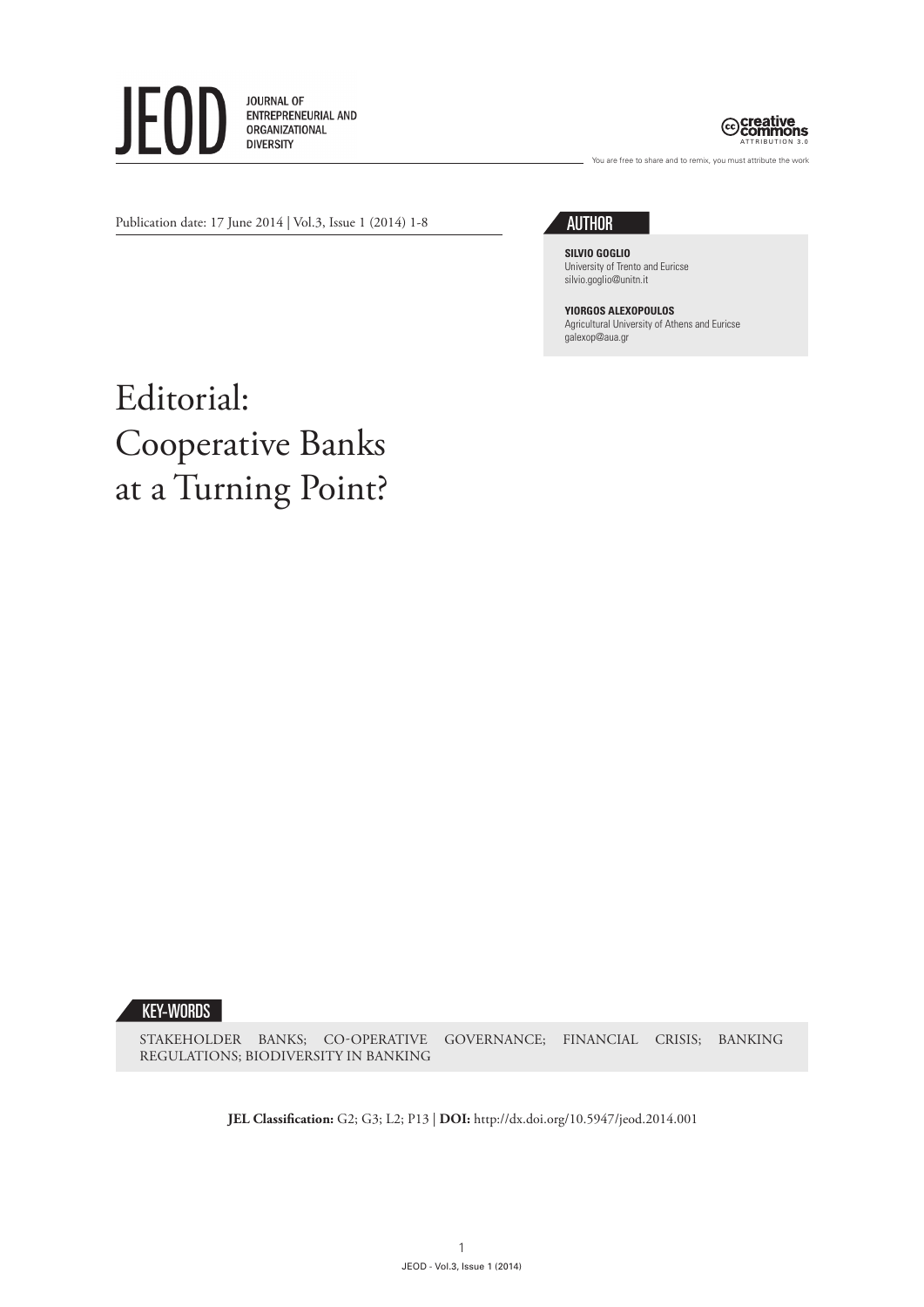Publication date: 17 June 2014 | Vol.3, Issue 1 (2014) 1-8

## AUTHOR

**SILVIO GOGLIO**
University of Trento and Euricse
silvio.goglio@unitn.it

**YIORGOS ALEXOPOULOS**
Agricultural University of Athens and Euricse
galexop@aua.gr

# Editorial: Cooperative Banks at a Turning Point?

## KEY-WORDS

STAKEHOLDER BANKS; CO-OPERATIVE GOVERNANCE; FINANCIAL CRISIS; BANKING REGULATIONS; BIODIVERSITY IN BANKING

**JEL Classification:** G2; G3; L2; P13 | **DOI:** http://dx.doi.org/10.5947/jeod.2014.001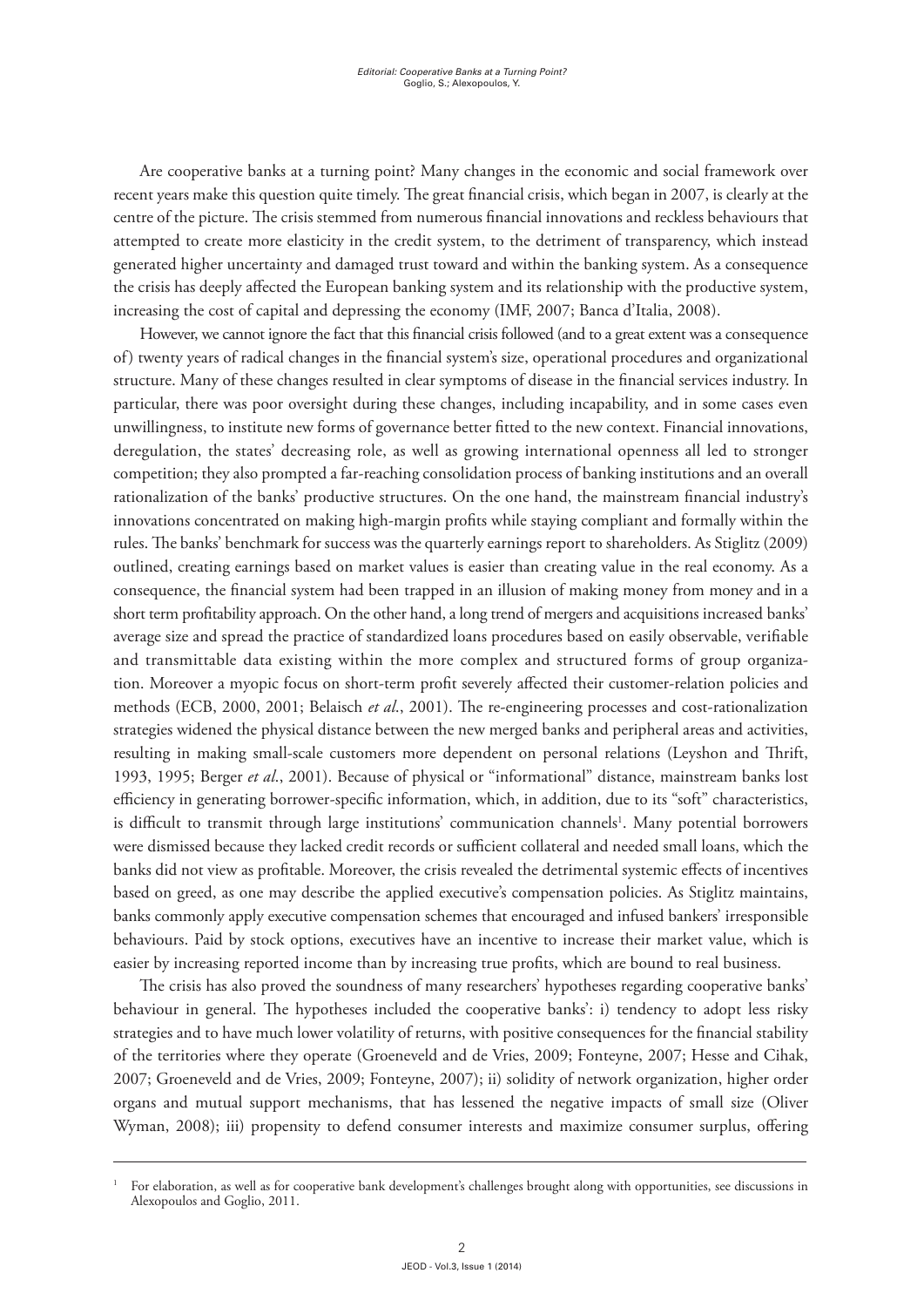Are cooperative banks at a turning point? Many changes in the economic and social framework over recent years make this question quite timely. The great financial crisis, which began in 2007, is clearly at the centre of the picture. The crisis stemmed from numerous financial innovations and reckless behaviours that attempted to create more elasticity in the credit system, to the detriment of transparency, which instead generated higher uncertainty and damaged trust toward and within the banking system. As a consequence the crisis has deeply affected the European banking system and its relationship with the productive system, increasing the cost of capital and depressing the economy (IMF, 2007; Banca d'Italia, 2008).

However, we cannot ignore the fact that this financial crisis followed (and to a great extent was a consequence of) twenty years of radical changes in the financial system's size, operational procedures and organizational structure. Many of these changes resulted in clear symptoms of disease in the financial services industry. In particular, there was poor oversight during these changes, including incapability, and in some cases even unwillingness, to institute new forms of governance better fitted to the new context. Financial innovations, deregulation, the states' decreasing role, as well as growing international openness all led to stronger competition; they also prompted a far-reaching consolidation process of banking institutions and an overall rationalization of the banks' productive structures. On the one hand, the mainstream financial industry's innovations concentrated on making high-margin profits while staying compliant and formally within the rules. The banks' benchmark for success was the quarterly earnings report to shareholders. As Stiglitz (2009) outlined, creating earnings based on market values is easier than creating value in the real economy. As a consequence, the financial system had been trapped in an illusion of making money from money and in a short term profitability approach. On the other hand, a long trend of mergers and acquisitions increased banks' average size and spread the practice of standardized loans procedures based on easily observable, verifiable and transmittable data existing within the more complex and structured forms of group organization. Moreover a myopic focus on short-term profit severely affected their customer-relation policies and methods (ECB, 2000, 2001; Belaisch *et al*., 2001). The re-engineering processes and cost-rationalization strategies widened the physical distance between the new merged banks and peripheral areas and activities, resulting in making small-scale customers more dependent on personal relations (Leyshon and Thrift, 1993, 1995; Berger *et al*., 2001). Because of physical or "informational" distance, mainstream banks lost efficiency in generating borrower-specific information, which, in addition, due to its "soft" characteristics, is difficult to transmit through large institutions' communication channels[1]. Many potential borrowers were dismissed because they lacked credit records or sufficient collateral and needed small loans, which the banks did not view as profitable. Moreover, the crisis revealed the detrimental systemic effects of incentives based on greed, as one may describe the applied executive's compensation policies. As Stiglitz maintains, banks commonly apply executive compensation schemes that encouraged and infused bankers' irresponsible behaviours. Paid by stock options, executives have an incentive to increase their market value, which is easier by increasing reported income than by increasing true profits, which are bound to real business.

The crisis has also proved the soundness of many researchers' hypotheses regarding cooperative banks' behaviour in general. The hypotheses included the cooperative banks': i) tendency to adopt less risky strategies and to have much lower volatility of returns, with positive consequences for the financial stability of the territories where they operate (Groeneveld and de Vries, 2009; Fonteyne, 2007; Hesse and Cihak, 2007; Groeneveld and de Vries, 2009; Fonteyne, 2007); ii) solidity of network organization, higher order organs and mutual support mechanisms, that has lessened the negative impacts of small size (Oliver Wyman, 2008); iii) propensity to defend consumer interests and maximize consumer surplus, offering

---

[1] For elaboration, as well as for cooperative bank development's challenges brought along with opportunities, see discussions in Alexopoulos and Goglio, 2011.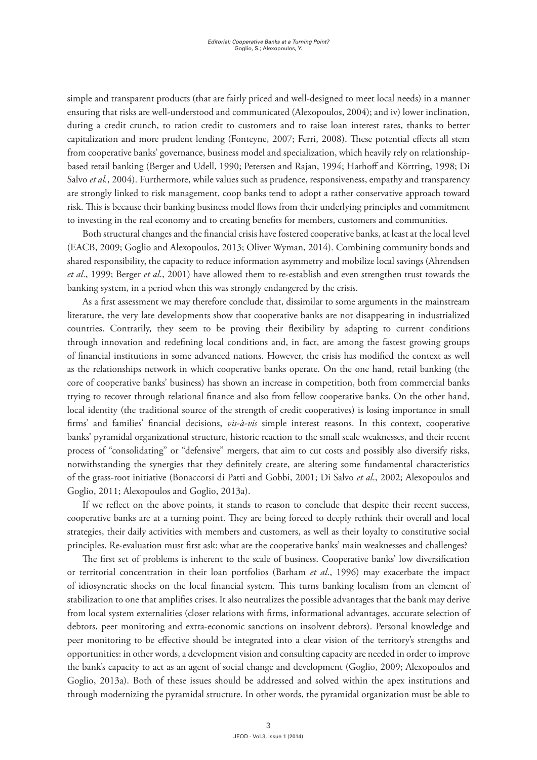simple and transparent products (that are fairly priced and well-designed to meet local needs) in a manner ensuring that risks are well-understood and communicated (Alexopoulos, 2004); and iv) lower inclination, during a credit crunch, to ration credit to customers and to raise loan interest rates, thanks to better capitalization and more prudent lending (Fonteyne, 2007; Ferri, 2008). These potential effects all stem from cooperative banks' governance, business model and specialization, which heavily rely on relationship-based retail banking (Berger and Udell, 1990; Petersen and Rajan, 1994; Harhoff and Körtring, 1998; Di Salvo *et al.*, 2004). Furthermore, while values such as prudence, responsiveness, empathy and transparency are strongly linked to risk management, coop banks tend to adopt a rather conservative approach toward risk. This is because their banking business model flows from their underlying principles and commitment to investing in the real economy and to creating benefits for members, customers and communities.

Both structural changes and the financial crisis have fostered cooperative banks, at least at the local level (EACB, 2009; Goglio and Alexopoulos, 2013; Oliver Wyman, 2014). Combining community bonds and shared responsibility, the capacity to reduce information asymmetry and mobilize local savings (Ahrendsen *et al*., 1999; Berger *et al*., 2001) have allowed them to re-establish and even strengthen trust towards the banking system, in a period when this was strongly endangered by the crisis.

As a first assessment we may therefore conclude that, dissimilar to some arguments in the mainstream literature, the very late developments show that cooperative banks are not disappearing in industrialized countries. Contrarily, they seem to be proving their flexibility by adapting to current conditions through innovation and redefining local conditions and, in fact, are among the fastest growing groups of financial institutions in some advanced nations. However, the crisis has modified the context as well as the relationships network in which cooperative banks operate. On the one hand, retail banking (the core of cooperative banks' business) has shown an increase in competition, both from commercial banks trying to recover through relational finance and also from fellow cooperative banks. On the other hand, local identity (the traditional source of the strength of credit cooperatives) is losing importance in small firms' and families' financial decisions, *vis-à-vis* simple interest reasons. In this context, cooperative banks' pyramidal organizational structure, historic reaction to the small scale weaknesses, and their recent process of "consolidating" or "defensive" mergers, that aim to cut costs and possibly also diversify risks, notwithstanding the synergies that they definitely create, are altering some fundamental characteristics of the grass-root initiative (Bonaccorsi di Patti and Gobbi, 2001; Di Salvo *et al*., 2002; Alexopoulos and Goglio, 2011; Alexopoulos and Goglio, 2013a).

If we reflect on the above points, it stands to reason to conclude that despite their recent success, cooperative banks are at a turning point. They are being forced to deeply rethink their overall and local strategies, their daily activities with members and customers, as well as their loyalty to constitutive social principles. Re-evaluation must first ask: what are the cooperative banks' main weaknesses and challenges?

The first set of problems is inherent to the scale of business. Cooperative banks' low diversification or territorial concentration in their loan portfolios (Barham *et al*., 1996) may exacerbate the impact of idiosyncratic shocks on the local financial system. This turns banking localism from an element of stabilization to one that amplifies crises. It also neutralizes the possible advantages that the bank may derive from local system externalities (closer relations with firms, informational advantages, accurate selection of debtors, peer monitoring and extra-economic sanctions on insolvent debtors). Personal knowledge and peer monitoring to be effective should be integrated into a clear vision of the territory's strengths and opportunities: in other words, a development vision and consulting capacity are needed in order to improve the bank's capacity to act as an agent of social change and development (Goglio, 2009; Alexopoulos and Goglio, 2013a). Both of these issues should be addressed and solved within the apex institutions and through modernizing the pyramidal structure. In other words, the pyramidal organization must be able to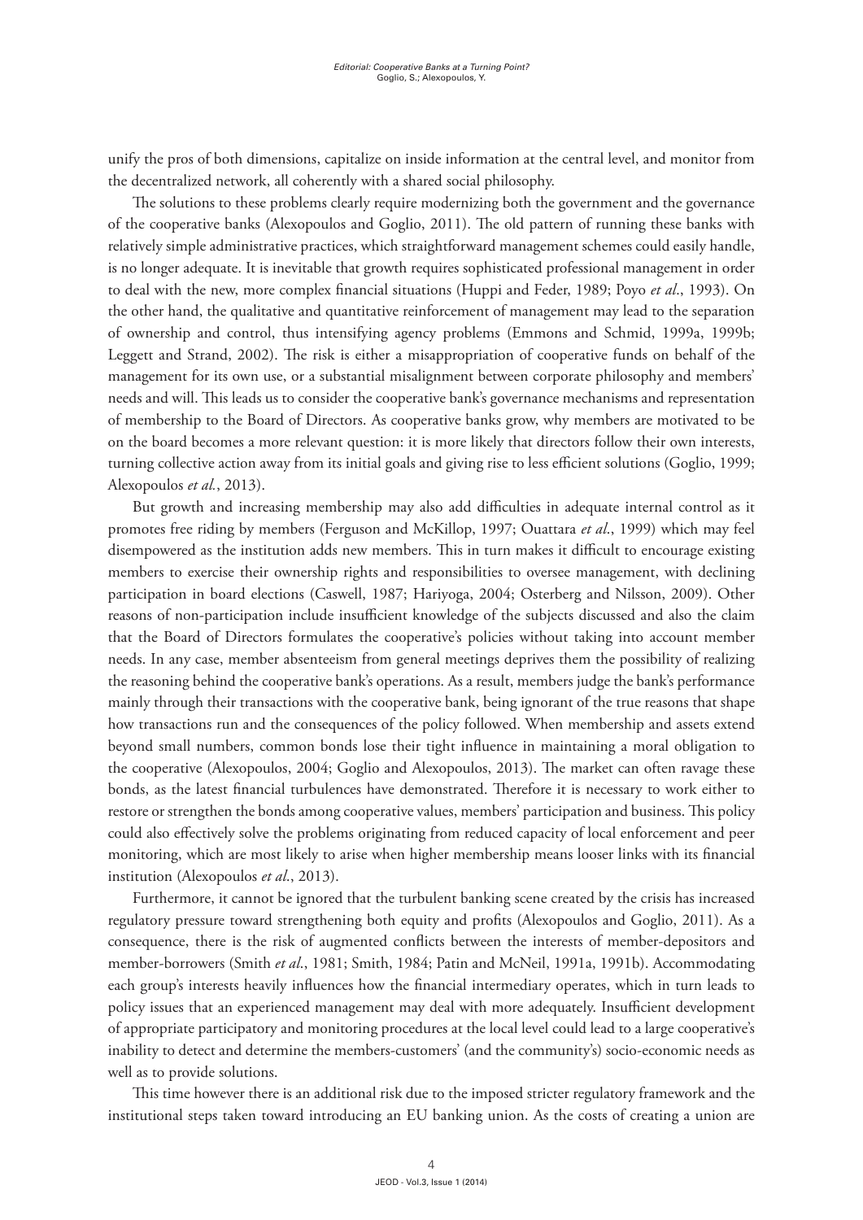unify the pros of both dimensions, capitalize on inside information at the central level, and monitor from the decentralized network, all coherently with a shared social philosophy.

The solutions to these problems clearly require modernizing both the government and the governance of the cooperative banks (Alexopoulos and Goglio, 2011). The old pattern of running these banks with relatively simple administrative practices, which straightforward management schemes could easily handle, is no longer adequate. It is inevitable that growth requires sophisticated professional management in order to deal with the new, more complex financial situations (Huppi and Feder, 1989; Poyo *et al*., 1993). On the other hand, the qualitative and quantitative reinforcement of management may lead to the separation of ownership and control, thus intensifying agency problems (Emmons and Schmid, 1999a, 1999b; Leggett and Strand, 2002). The risk is either a misappropriation of cooperative funds on behalf of the management for its own use, or a substantial misalignment between corporate philosophy and members' needs and will. This leads us to consider the cooperative bank's governance mechanisms and representation of membership to the Board of Directors. As cooperative banks grow, why members are motivated to be on the board becomes a more relevant question: it is more likely that directors follow their own interests, turning collective action away from its initial goals and giving rise to less efficient solutions (Goglio, 1999; Alexopoulos *et al.*, 2013).

But growth and increasing membership may also add difficulties in adequate internal control as it promotes free riding by members (Ferguson and McKillop, 1997; Ouattara *et al*., 1999) which may feel disempowered as the institution adds new members. This in turn makes it difficult to encourage existing members to exercise their ownership rights and responsibilities to oversee management, with declining participation in board elections (Caswell, 1987; Hariyoga, 2004; Osterberg and Nilsson, 2009). Other reasons of non-participation include insufficient knowledge of the subjects discussed and also the claim that the Board of Directors formulates the cooperative's policies without taking into account member needs. In any case, member absenteeism from general meetings deprives them the possibility of realizing the reasoning behind the cooperative bank's operations. As a result, members judge the bank's performance mainly through their transactions with the cooperative bank, being ignorant of the true reasons that shape how transactions run and the consequences of the policy followed. When membership and assets extend beyond small numbers, common bonds lose their tight influence in maintaining a moral obligation to the cooperative (Alexopoulos, 2004; Goglio and Alexopoulos, 2013). The market can often ravage these bonds, as the latest financial turbulences have demonstrated. Therefore it is necessary to work either to restore or strengthen the bonds among cooperative values, members' participation and business. This policy could also effectively solve the problems originating from reduced capacity of local enforcement and peer monitoring, which are most likely to arise when higher membership means looser links with its financial institution (Alexopoulos *et al*., 2013).

Furthermore, it cannot be ignored that the turbulent banking scene created by the crisis has increased regulatory pressure toward strengthening both equity and profits (Alexopoulos and Goglio, 2011). As a consequence, there is the risk of augmented conflicts between the interests of member-depositors and member-borrowers (Smith *et al*., 1981; Smith, 1984; Patin and McNeil, 1991a, 1991b). Accommodating each group's interests heavily influences how the financial intermediary operates, which in turn leads to policy issues that an experienced management may deal with more adequately. Insufficient development of appropriate participatory and monitoring procedures at the local level could lead to a large cooperative's inability to detect and determine the members-customers' (and the community's) socio-economic needs as well as to provide solutions.

This time however there is an additional risk due to the imposed stricter regulatory framework and the institutional steps taken toward introducing an EU banking union. As the costs of creating a union are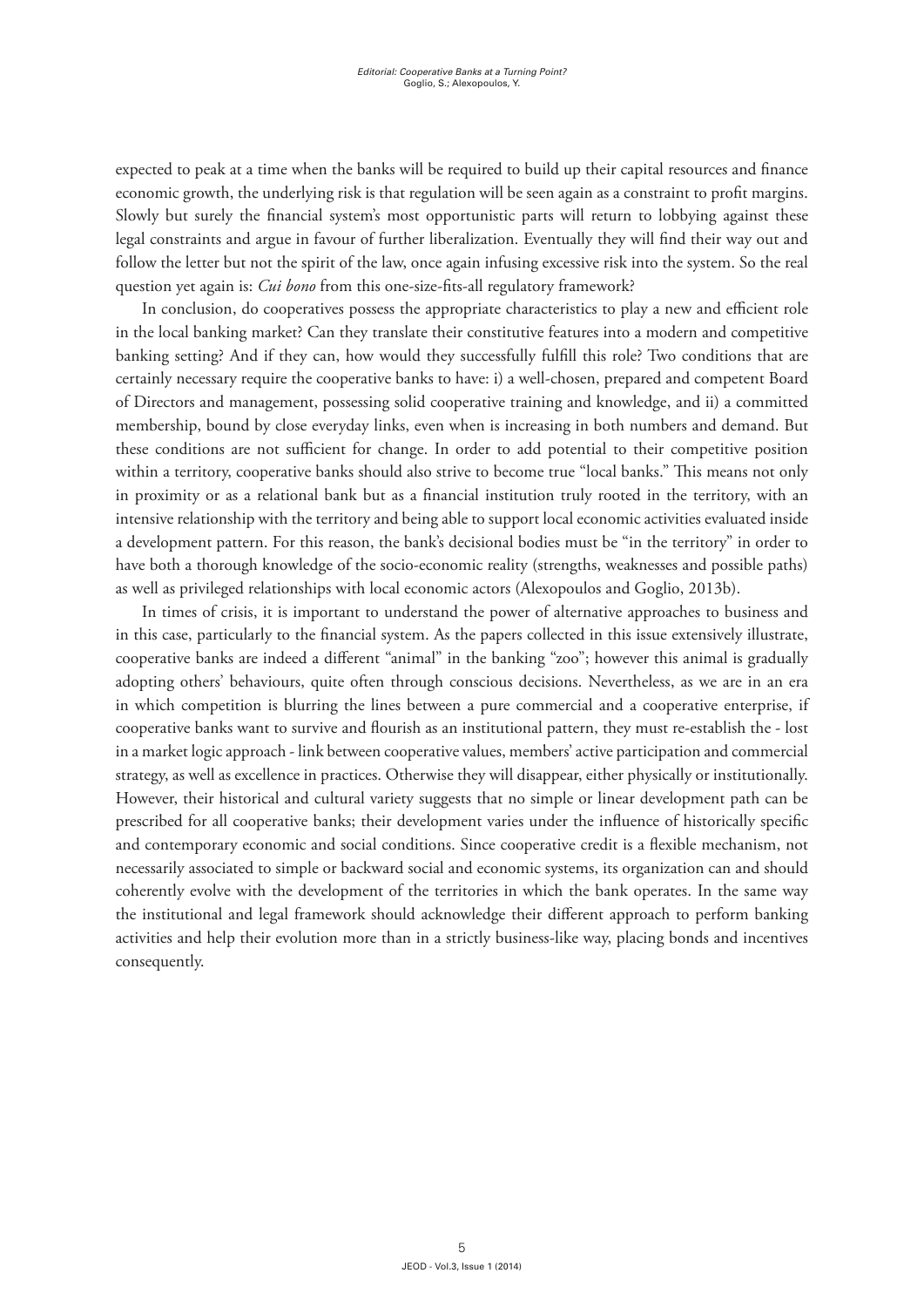expected to peak at a time when the banks will be required to build up their capital resources and finance economic growth, the underlying risk is that regulation will be seen again as a constraint to profit margins. Slowly but surely the financial system's most opportunistic parts will return to lobbying against these legal constraints and argue in favour of further liberalization. Eventually they will find their way out and follow the letter but not the spirit of the law, once again infusing excessive risk into the system. So the real question yet again is: *Cui bono* from this one-size-fits-all regulatory framework?

In conclusion, do cooperatives possess the appropriate characteristics to play a new and efficient role in the local banking market? Can they translate their constitutive features into a modern and competitive banking setting? And if they can, how would they successfully fulfill this role? Two conditions that are certainly necessary require the cooperative banks to have: i) a well-chosen, prepared and competent Board of Directors and management, possessing solid cooperative training and knowledge, and ii) a committed membership, bound by close everyday links, even when is increasing in both numbers and demand. But these conditions are not sufficient for change. In order to add potential to their competitive position within a territory, cooperative banks should also strive to become true "local banks." This means not only in proximity or as a relational bank but as a financial institution truly rooted in the territory, with an intensive relationship with the territory and being able to support local economic activities evaluated inside a development pattern. For this reason, the bank's decisional bodies must be "in the territory" in order to have both a thorough knowledge of the socio-economic reality (strengths, weaknesses and possible paths) as well as privileged relationships with local economic actors (Alexopoulos and Goglio, 2013b).

In times of crisis, it is important to understand the power of alternative approaches to business and in this case, particularly to the financial system. As the papers collected in this issue extensively illustrate, cooperative banks are indeed a different "animal" in the banking "zoo"; however this animal is gradually adopting others' behaviours, quite often through conscious decisions. Nevertheless, as we are in an era in which competition is blurring the lines between a pure commercial and a cooperative enterprise, if cooperative banks want to survive and flourish as an institutional pattern, they must re-establish the - lost in a market logic approach - link between cooperative values, members' active participation and commercial strategy, as well as excellence in practices. Otherwise they will disappear, either physically or institutionally. However, their historical and cultural variety suggests that no simple or linear development path can be prescribed for all cooperative banks; their development varies under the influence of historically specific and contemporary economic and social conditions. Since cooperative credit is a flexible mechanism, not necessarily associated to simple or backward social and economic systems, its organization can and should coherently evolve with the development of the territories in which the bank operates. In the same way the institutional and legal framework should acknowledge their different approach to perform banking activities and help their evolution more than in a strictly business-like way, placing bonds and incentives consequently.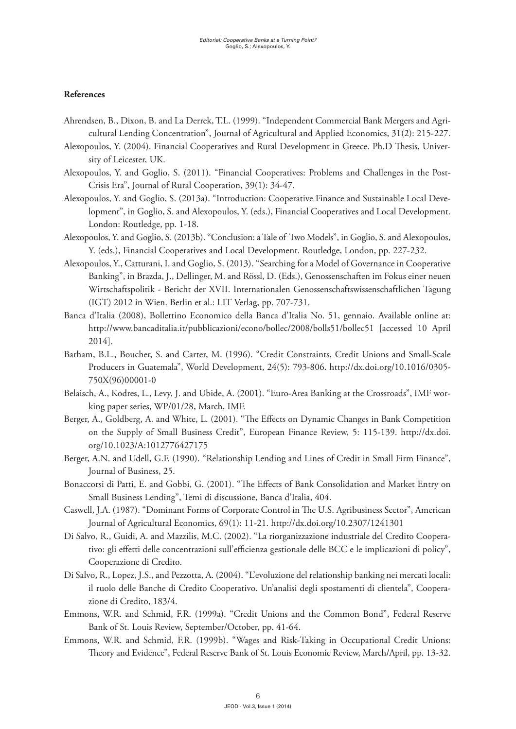### References

Ahrendsen, B., Dixon, B. and La Derrek, T.L. (1999). "Independent Commercial Bank Mergers and Agricultural Lending Concentration", Journal of Agricultural and Applied Economics, 31(2): 215-227.

Alexopoulos, Y. (2004). Financial Cooperatives and Rural Development in Greece. Ph.D Thesis, University of Leicester, UK.

Alexopoulos, Y. and Goglio, S. (2011). "Financial Cooperatives: Problems and Challenges in the Post-Crisis Era", Journal of Rural Cooperation, 39(1): 34-47.

Alexopoulos, Y. and Goglio, S. (2013a). "Introduction: Cooperative Finance and Sustainable Local Development", in Goglio, S. and Alexopoulos, Y. (eds.), Financial Cooperatives and Local Development. London: Routledge, pp. 1-18.

Alexopoulos, Y. and Goglio, S. (2013b). "Conclusion: a Tale of Two Models", in Goglio, S. and Alexopoulos, Y. (eds.), Financial Cooperatives and Local Development. Routledge, London, pp. 227-232.

Alexopoulos, Y., Catturani, I. and Goglio, S. (2013). "Searching for a Model of Governance in Cooperative Banking", in Brazda, J., Dellinger, M. and Rössl, D. (Eds.), Genossenschaften im Fokus einer neuen Wirtschaftspolitik - Bericht der XVII. Internationalen Genossenschaftswissenschaftlichen Tagung (IGT) 2012 in Wien. Berlin et al.: LIT Verlag, pp. 707-731.

Banca d'Italia (2008), Bollettino Economico della Banca d'Italia No. 51, gennaio. Available online at: http://www.bancaditalia.it/pubblicazioni/econo/bollec/2008/bolls51/bollec51 [accessed 10 April 2014].

Barham, B.L., Boucher, S. and Carter, M. (1996). "Credit Constraints, Credit Unions and Small-Scale Producers in Guatemala", World Development, 24(5): 793-806. http://dx.doi.org/10.1016/0305-750X(96)00001-0

Belaisch, A., Kodres, L., Levy, J. and Ubide, A. (2001). "Euro-Area Banking at the Crossroads", IMF working paper series, WP/01/28, March, IMF.

Berger, A., Goldberg, A. and White, L. (2001). "The Effects on Dynamic Changes in Bank Competition on the Supply of Small Business Credit", European Finance Review, 5: 115-139. http://dx.doi.org/10.1023/A:1012776427175

Berger, A.N. and Udell, G.F. (1990). "Relationship Lending and Lines of Credit in Small Firm Finance", Journal of Business, 25.

Bonaccorsi di Patti, E. and Gobbi, G. (2001). "The Effects of Bank Consolidation and Market Entry on Small Business Lending", Temi di discussione, Banca d'Italia, 404.

Caswell, J.A. (1987). "Dominant Forms of Corporate Control in The U.S. Agribusiness Sector", American Journal of Agricultural Economics, 69(1): 11-21. http://dx.doi.org/10.2307/1241301

Di Salvo, R., Guidi, A. and Mazzilis, M.C. (2002). "La riorganizzazione industriale del Credito Cooperativo: gli effetti delle concentrazioni sull'efficienza gestionale delle BCC e le implicazioni di policy", Cooperazione di Credito.

Di Salvo, R., Lopez, J.S., and Pezzotta, A. (2004). "L'evoluzione del relationship banking nei mercati locali: il ruolo delle Banche di Credito Cooperativo. Un'analisi degli spostamenti di clientela", Cooperazione di Credito, 183/4.

Emmons, W.R. and Schmid, F.R. (1999a). "Credit Unions and the Common Bond", Federal Reserve Bank of St. Louis Review, September/October, pp. 41-64.

Emmons, W.R. and Schmid, F.R. (1999b). "Wages and Risk-Taking in Occupational Credit Unions: Theory and Evidence", Federal Reserve Bank of St. Louis Economic Review, March/April, pp. 13-32.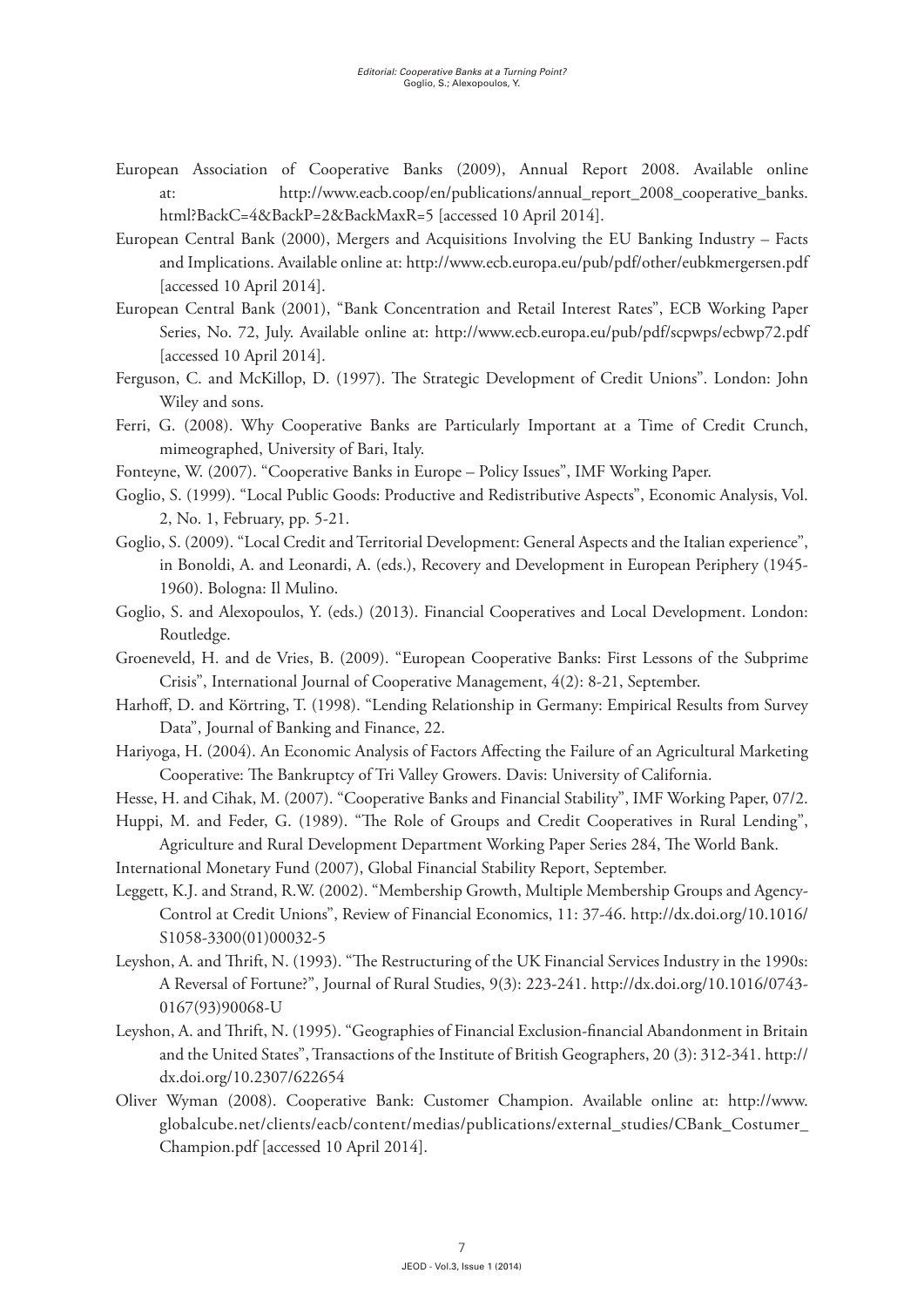European Association of Cooperative Banks (2009), Annual Report 2008. Available online at: http://www.eacb.coop/en/publications/annual_report_2008_cooperative_banks.html?BackC=4&BackP=2&BackMaxR=5 [accessed 10 April 2014].

European Central Bank (2000), Mergers and Acquisitions Involving the EU Banking Industry – Facts and Implications. Available online at: http://www.ecb.europa.eu/pub/pdf/other/eubkmergersen.pdf [accessed 10 April 2014].

European Central Bank (2001), "Bank Concentration and Retail Interest Rates", ECB Working Paper Series, No. 72, July. Available online at: http://www.ecb.europa.eu/pub/pdf/scpwps/ecbwp72.pdf [accessed 10 April 2014].

Ferguson, C. and McKillop, D. (1997). The Strategic Development of Credit Unions". London: John Wiley and sons.

Ferri, G. (2008). Why Cooperative Banks are Particularly Important at a Time of Credit Crunch, mimeographed, University of Bari, Italy.

Fonteyne, W. (2007). "Cooperative Banks in Europe – Policy Issues", IMF Working Paper.

Goglio, S. (1999). "Local Public Goods: Productive and Redistributive Aspects", Economic Analysis, Vol. 2, No. 1, February, pp. 5-21.

Goglio, S. (2009). "Local Credit and Territorial Development: General Aspects and the Italian experience", in Bonoldi, A. and Leonardi, A. (eds.), Recovery and Development in European Periphery (1945-1960). Bologna: Il Mulino.

Goglio, S. and Alexopoulos, Y. (eds.) (2013). Financial Cooperatives and Local Development. London: Routledge.

Groeneveld, H. and de Vries, B. (2009). "European Cooperative Banks: First Lessons of the Subprime Crisis", International Journal of Cooperative Management, 4(2): 8-21, September.

Harhoff, D. and Körtring, T. (1998). "Lending Relationship in Germany: Empirical Results from Survey Data", Journal of Banking and Finance, 22.

Hariyoga, H. (2004). An Economic Analysis of Factors Affecting the Failure of an Agricultural Marketing Cooperative: The Bankruptcy of Tri Valley Growers. Davis: University of California.

Hesse, H. and Cihak, M. (2007). "Cooperative Banks and Financial Stability", IMF Working Paper, 07/2.

Huppi, M. and Feder, G. (1989). "The Role of Groups and Credit Cooperatives in Rural Lending", Agriculture and Rural Development Department Working Paper Series 284, The World Bank.

International Monetary Fund (2007), Global Financial Stability Report, September.

Leggett, K.J. and Strand, R.W. (2002). "Membership Growth, Multiple Membership Groups and Agency-Control at Credit Unions", Review of Financial Economics, 11: 37-46. http://dx.doi.org/10.1016/S1058-3300(01)00032-5

Leyshon, A. and Thrift, N. (1993). "The Restructuring of the UK Financial Services Industry in the 1990s: A Reversal of Fortune?", Journal of Rural Studies, 9(3): 223-241. http://dx.doi.org/10.1016/0743-0167(93)90068-U

Leyshon, A. and Thrift, N. (1995). "Geographies of Financial Exclusion-financial Abandonment in Britain and the United States", Transactions of the Institute of British Geographers, 20 (3): 312-341. http://dx.doi.org/10.2307/622654

Oliver Wyman (2008). Cooperative Bank: Customer Champion. Available online at: http://www.globalcube.net/clients/eacb/content/medias/publications/external_studies/CBank_Costumer_Champion.pdf [accessed 10 April 2014].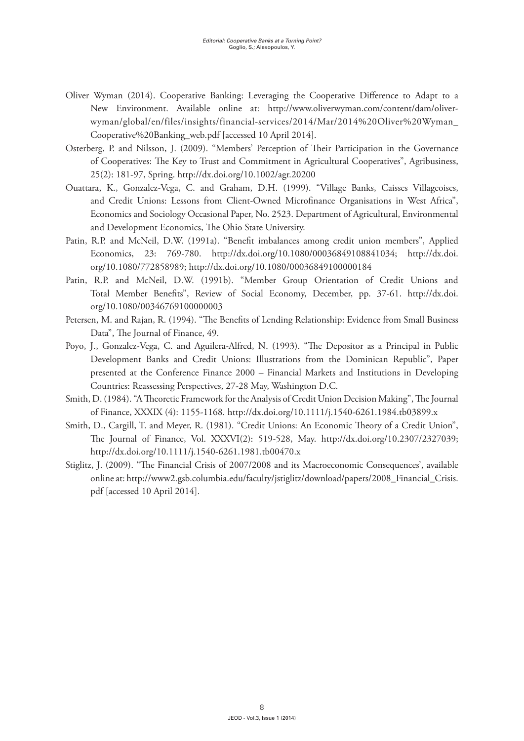Oliver Wyman (2014). Cooperative Banking: Leveraging the Cooperative Difference to Adapt to a New Environment. Available online at: http://www.oliverwyman.com/content/dam/oliver-wyman/global/en/files/insights/financial-services/2014/Mar/2014%20Oliver%20Wyman_Cooperative%20Banking_web.pdf [accessed 10 April 2014].

Osterberg, P. and Nilsson, J. (2009). "Members' Perception of Their Participation in the Governance of Cooperatives: The Key to Trust and Commitment in Agricultural Cooperatives", Agribusiness, 25(2): 181-97, Spring. http://dx.doi.org/10.1002/agr.20200

Ouattara, K., Gonzalez-Vega, C. and Graham, D.H. (1999). "Village Banks, Caisses Villageoises, and Credit Unions: Lessons from Client-Owned Microfinance Organisations in West Africa", Economics and Sociology Occasional Paper, No. 2523. Department of Agricultural, Environmental and Development Economics, The Ohio State University.

Patin, R.P. and McNeil, D.W. (1991a). "Benefit imbalances among credit union members", Applied Economics, 23: 769-780. http://dx.doi.org/10.1080/00036849108841034; http://dx.doi.org/10.1080/772858989; http://dx.doi.org/10.1080/00036849100000184

Patin, R.P. and McNeil, D.W. (1991b). "Member Group Orientation of Credit Unions and Total Member Benefits", Review of Social Economy, December, pp. 37-61. http://dx.doi.org/10.1080/00346769100000003

Petersen, M. and Rajan, R. (1994). "The Benefits of Lending Relationship: Evidence from Small Business Data", The Journal of Finance, 49.

Poyo, J., Gonzalez-Vega, C. and Aguilera-Alfred, N. (1993). "The Depositor as a Principal in Public Development Banks and Credit Unions: Illustrations from the Dominican Republic", Paper presented at the Conference Finance 2000 – Financial Markets and Institutions in Developing Countries: Reassessing Perspectives, 27-28 May, Washington D.C.

Smith, D. (1984). "A Theoretic Framework for the Analysis of Credit Union Decision Making", The Journal of Finance, XXXIX (4): 1155-1168. http://dx.doi.org/10.1111/j.1540-6261.1984.tb03899.x

Smith, D., Cargill, T. and Meyer, R. (1981). "Credit Unions: An Economic Theory of a Credit Union", The Journal of Finance, Vol. XXXVI(2): 519-528, May. http://dx.doi.org/10.2307/2327039; http://dx.doi.org/10.1111/j.1540-6261.1981.tb00470.x

Stiglitz, J. (2009). "The Financial Crisis of 2007/2008 and its Macroeconomic Consequences', available online at: http://www2.gsb.columbia.edu/faculty/jstiglitz/download/papers/2008_Financial_Crisis.pdf [accessed 10 April 2014].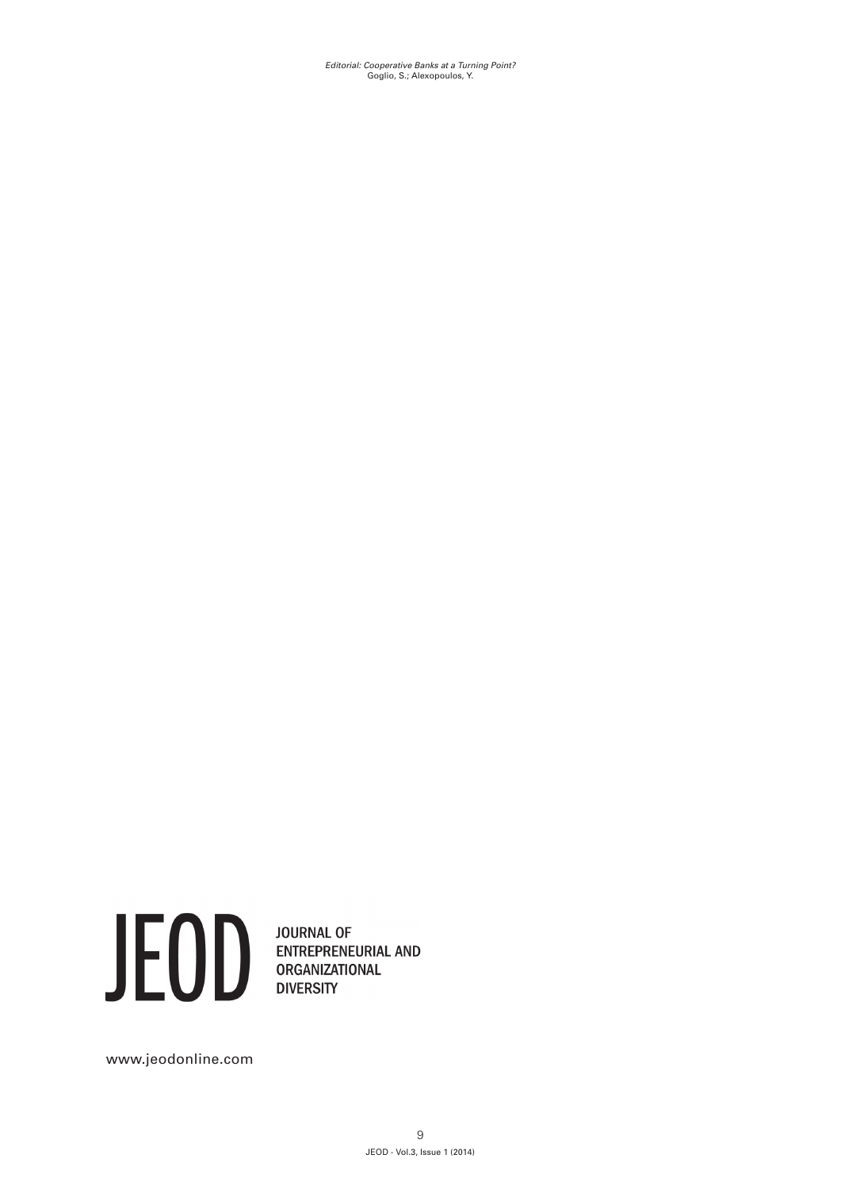JEOD

JOURNAL OF ENTREPRENEURIAL AND ORGANIZATIONAL DIVERSITY

www.jeodonline.com